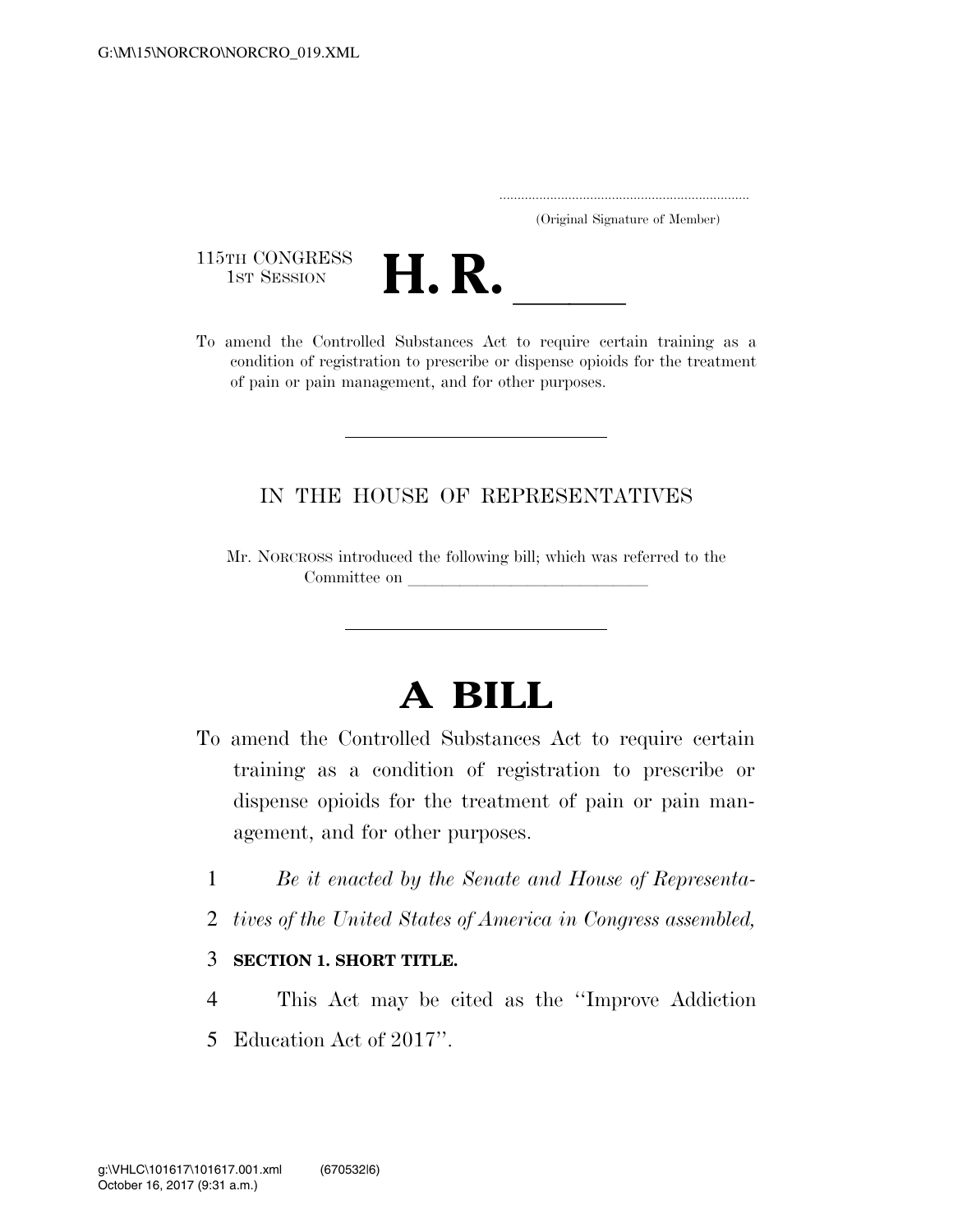(Original Signature of Member)

115TH CONGRESS
1ST SESSION

# H. R. \_\_\_\_\_

To amend the Controlled Substances Act to require certain training as a condition of registration to prescribe or dispense opioids for the treatment of pain or pain management, and for other purposes.

---

IN THE HOUSE OF REPRESENTATIVES

Mr. NORCROSS introduced the following bill; which was referred to the Committee on \_\_\_\_\_\_\_\_\_\_\_\_\_\_\_\_\_\_\_\_\_\_\_\_\_\_\_\_

---

# A BILL

To amend the Controlled Substances Act to require certain training as a condition of registration to prescribe or dispense opioids for the treatment of pain or pain management, and for other purposes.

1 *Be it enacted by the Senate and House of Representa-*
2 *tives of the United States of America in Congress assembled,*

3 **SECTION 1. SHORT TITLE.**

4 This Act may be cited as the ''Improve Addiction
5 Education Act of 2017''.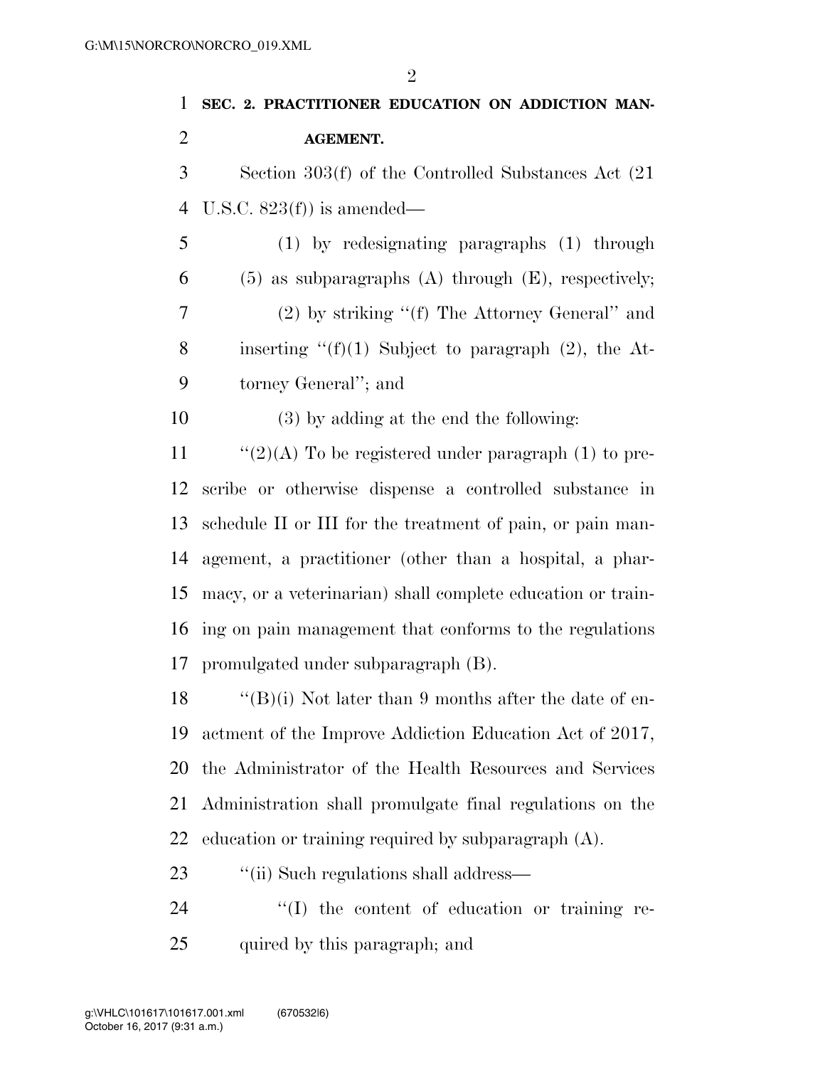**SEC. 2. PRACTITIONER EDUCATION ON ADDICTION MANAGEMENT.**

Section 303(f) of the Controlled Substances Act (21 U.S.C. 823(f)) is amended—

(1) by redesignating paragraphs (1) through (5) as subparagraphs (A) through (E), respectively;

(2) by striking ''(f) The Attorney General'' and inserting ''(f)(1) Subject to paragraph (2), the Attorney General''; and

(3) by adding at the end the following:

''(2)(A) To be registered under paragraph (1) to prescribe or otherwise dispense a controlled substance in schedule II or III for the treatment of pain, or pain management, a practitioner (other than a hospital, a pharmacy, or a veterinarian) shall complete education or training on pain management that conforms to the regulations promulgated under subparagraph (B).

''(B)(i) Not later than 9 months after the date of enactment of the Improve Addiction Education Act of 2017, the Administrator of the Health Resources and Services Administration shall promulgate final regulations on the education or training required by subparagraph (A).

''(ii) Such regulations shall address—

''(I) the content of education or training required by this paragraph; and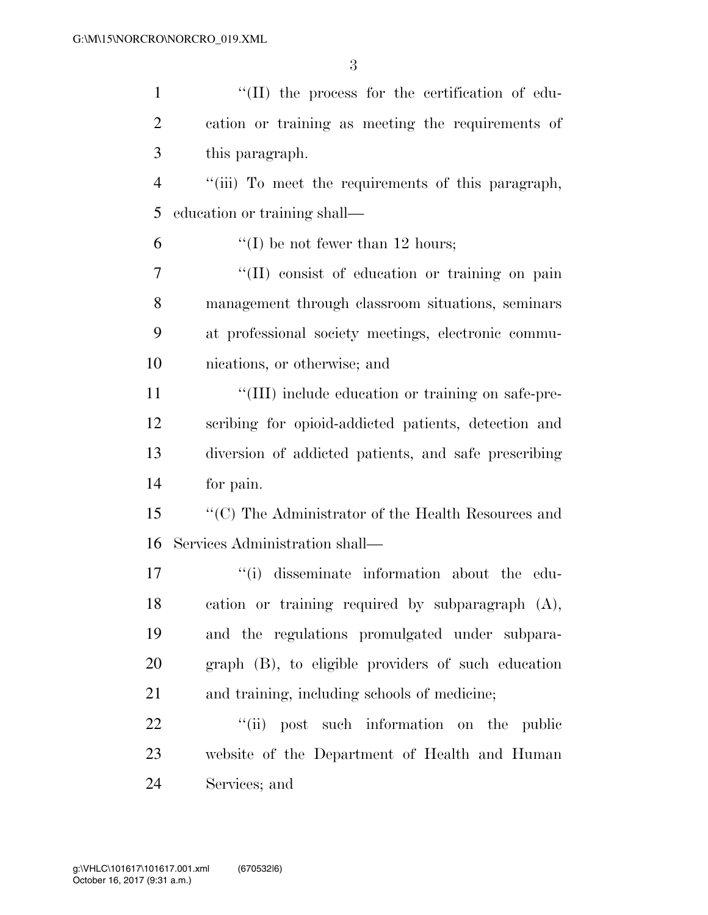''(II) the process for the certification of education or training as meeting the requirements of this paragraph.

''(iii) To meet the requirements of this paragraph, education or training shall—

''(I) be not fewer than 12 hours;

''(II) consist of education or training on pain management through classroom situations, seminars at professional society meetings, electronic communications, or otherwise; and

''(III) include education or training on safe-prescribing for opioid-addicted patients, detection and diversion of addicted patients, and safe prescribing for pain.

''(C) The Administrator of the Health Resources and Services Administration shall—

''(i) disseminate information about the education or training required by subparagraph (A), and the regulations promulgated under subparagraph (B), to eligible providers of such education and training, including schools of medicine;

''(ii) post such information on the public website of the Department of Health and Human Services; and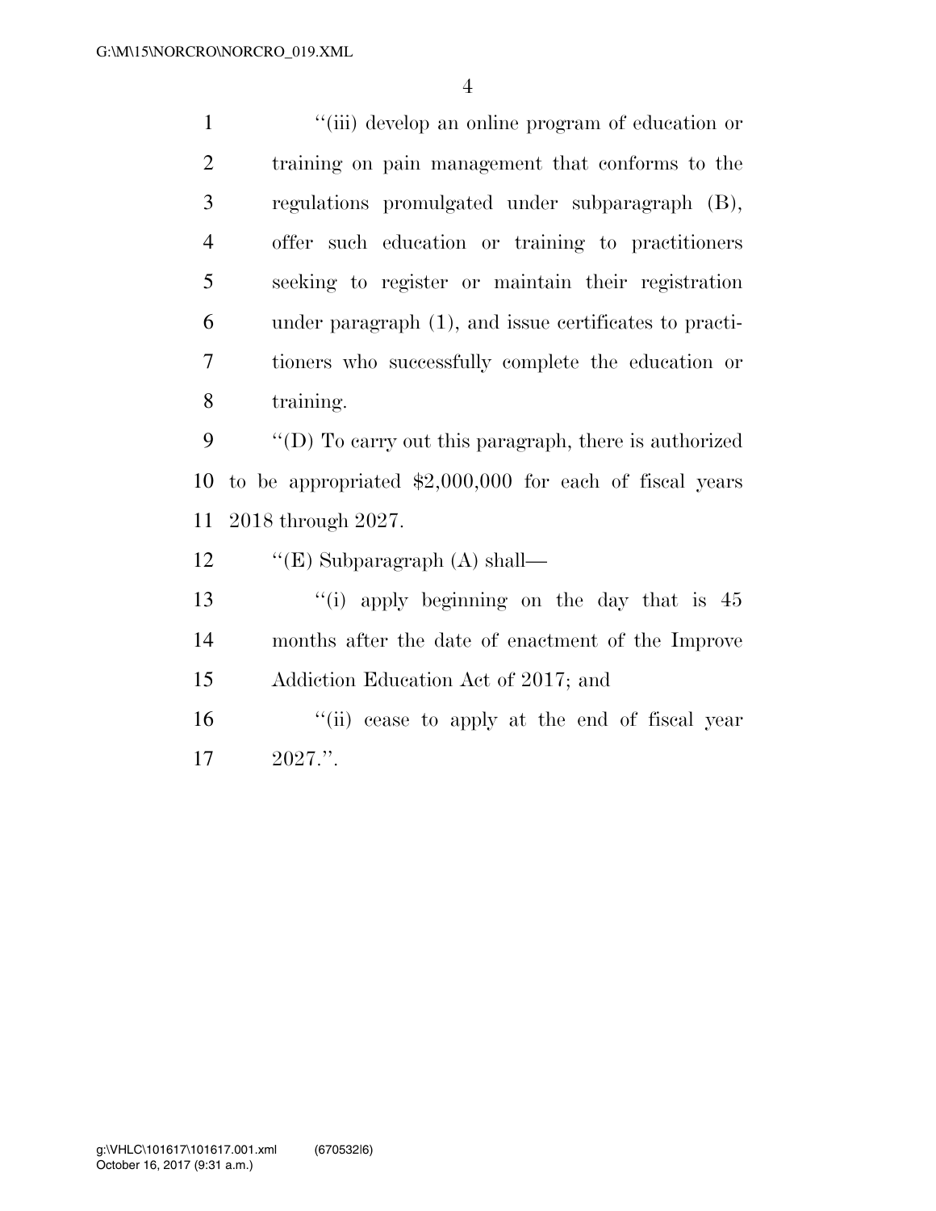''(iii) develop an online program of education or training on pain management that conforms to the regulations promulgated under subparagraph (B), offer such education or training to practitioners seeking to register or maintain their registration under paragraph (1), and issue certificates to practitioners who successfully complete the education or training.

''(D) To carry out this paragraph, there is authorized to be appropriated $2,000,000 for each of fiscal years 2018 through 2027.

''(E) Subparagraph (A) shall—

''(i) apply beginning on the day that is 45 months after the date of enactment of the Improve Addiction Education Act of 2017; and

''(ii) cease to apply at the end of fiscal year 2027.''.